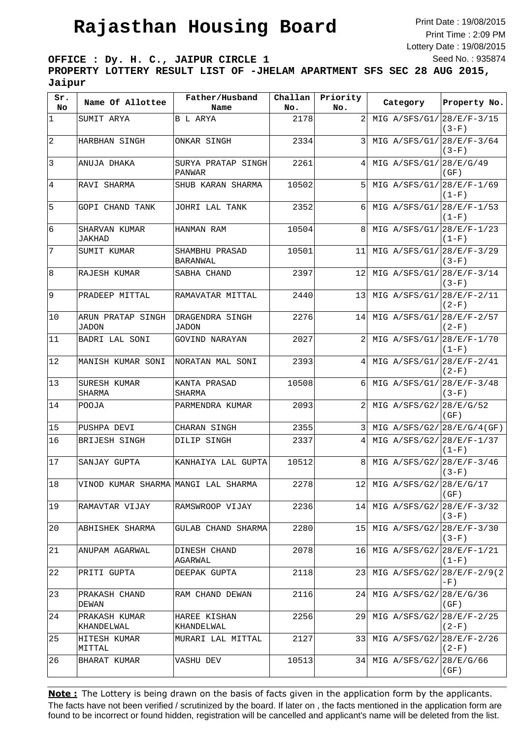# Rajasthan Housing Board

Print Date : 19/08/2015
Print Time : 2:09 PM
Lottery Date : 19/08/2015
Seed No. : 935874

**OFFICE : Dy. H. C., JAIPUR CIRCLE 1**

**PROPERTY LOTTERY RESULT LIST OF -JHELAM APARTMENT SFS SEC 28 AUG 2015, Jaipur**

| Sr. No | Name Of Allottee | Father/Husband Name | Challan No. | Priority No. | Category | Property No. |
|---|---|---|---|---|---|---|
| 1 | SUMIT ARYA | B L ARYA | 2178 | 2 | MIG A/SFS/G1/ | 28/E/F-3/15 (3-F) |
| 2 | HARBHAN SINGH | ONKAR SINGH | 2334 | 3 | MIG A/SFS/G1/ | 28/E/F-3/64 (3-F) |
| 3 | ANUJA DHAKA | SURYA PRATAP SINGH PANWAR | 2261 | 4 | MIG A/SFS/G1/ | 28/E/G/49 (GF) |
| 4 | RAVI SHARMA | SHUB KARAN SHARMA | 10502 | 5 | MIG A/SFS/G1/ | 28/E/F-1/69 (1-F) |
| 5 | GOPI CHAND TANK | JOHRI LAL TANK | 2352 | 6 | MIG A/SFS/G1/ | 28/E/F-1/53 (1-F) |
| 6 | SHARVAN KUMAR JAKHAD | HANMAN RAM | 10504 | 8 | MIG A/SFS/G1/ | 28/E/F-1/23 (1-F) |
| 7 | SUMIT KUMAR | SHAMBHU PRASAD BARANWAL | 10501 | 11 | MIG A/SFS/G1/ | 28/E/F-3/29 (3-F) |
| 8 | RAJESH KUMAR | SABHA CHAND | 2397 | 12 | MIG A/SFS/G1/ | 28/E/F-3/14 (3-F) |
| 9 | PRADEEP MITTAL | RAMAVATAR MITTAL | 2440 | 13 | MIG A/SFS/G1/ | 28/E/F-2/11 (2-F) |
| 10 | ARUN PRATAP SINGH JADON | DRAGENDRA SINGH JADON | 2276 | 14 | MIG A/SFS/G1/ | 28/E/F-2/57 (2-F) |
| 11 | BADRI LAL SONI | GOVIND NARAYAN | 2027 | 2 | MIG A/SFS/G1/ | 28/E/F-1/70 (1-F) |
| 12 | MANISH KUMAR SONI | NORATAN MAL SONI | 2393 | 4 | MIG A/SFS/G1/ | 28/E/F-2/41 (2-F) |
| 13 | SURESH KUMAR SHARMA | KANTA PRASAD SHARMA | 10508 | 6 | MIG A/SFS/G1/ | 28/E/F-3/48 (3-F) |
| 14 | POOJA | PARMENDRA KUMAR | 2093 | 2 | MIG A/SFS/G2/ | 28/E/G/52 (GF) |
| 15 | PUSHPA DEVI | CHARAN SINGH | 2355 | 3 | MIG A/SFS/G2/ | 28/E/G/4(GF) |
| 16 | BRIJESH SINGH | DILIP SINGH | 2337 | 4 | MIG A/SFS/G2/ | 28/E/F-1/37 (1-F) |
| 17 | SANJAY GUPTA | KANHAIYA LAL GUPTA | 10512 | 8 | MIG A/SFS/G2/ | 28/E/F-3/46 (3-F) |
| 18 | VINOD KUMAR SHARMA | MANGI LAL SHARMA | 2278 | 12 | MIG A/SFS/G2/ | 28/E/G/17 (GF) |
| 19 | RAMAVTAR VIJAY | RAMSWROOP VIJAY | 2236 | 14 | MIG A/SFS/G2/ | 28/E/F-3/32 (3-F) |
| 20 | ABHISHEK SHARMA | GULAB CHAND SHARMA | 2280 | 15 | MIG A/SFS/G2/ | 28/E/F-3/30 (3-F) |
| 21 | ANUPAM AGARWAL | DINESH CHAND AGARWAL | 2078 | 16 | MIG A/SFS/G2/ | 28/E/F-1/21 (1-F) |
| 22 | PRITI GUPTA | DEEPAK GUPTA | 2118 | 23 | MIG A/SFS/G2/ | 28/E/F-2/9(2-F) |
| 23 | PRAKASH CHAND DEWAN | RAM CHAND DEWAN | 2116 | 24 | MIG A/SFS/G2/ | 28/E/G/36 (GF) |
| 24 | PRAKASH KUMAR KHANDELWAL | HAREE KISHAN KHANDELWAL | 2256 | 29 | MIG A/SFS/G2/ | 28/E/F-2/25 (2-F) |
| 25 | HITESH KUMAR MITTAL | MURARI LAL MITTAL | 2127 | 33 | MIG A/SFS/G2/ | 28/E/F-2/26 (2-F) |
| 26 | BHARAT KUMAR | VASHU DEV | 10513 | 34 | MIG A/SFS/G2/ | 28/E/G/66 (GF) |

**Note :** The Lottery is being drawn on the basis of facts given in the application form by the applicants. The facts have not been verified / scrutinized by the board. If later on , the facts mentioned in the application form are found to be incorrect or found hidden, registration will be cancelled and applicant's name will be deleted from the list.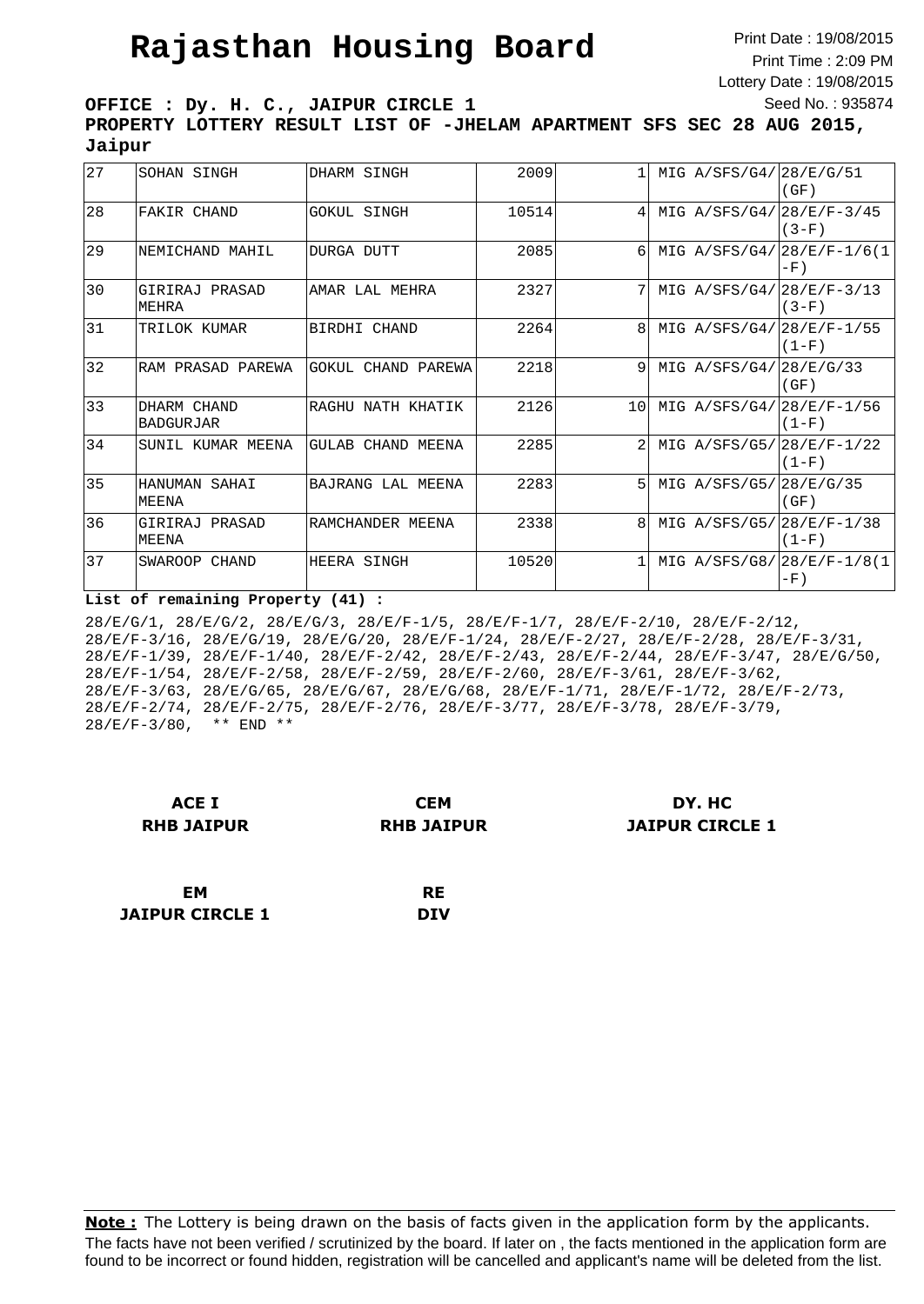# Rajasthan Housing Board

Print Date : 19/08/2015
Print Time : 2:09 PM
Lottery Date : 19/08/2015
Seed No. : 935874

**OFFICE : Dy. H. C., JAIPUR CIRCLE 1**
**PROPERTY LOTTERY RESULT LIST OF -JHELAM APARTMENT SFS SEC 28 AUG 2015, Jaipur**

| | | | | | | |
|---|---|---|---|---|---|---|
| 27 | SOHAN SINGH | DHARM SINGH | 2009 | 1 | MIG A/SFS/G4/ | 28/E/G/51 (GF) |
| 28 | FAKIR CHAND | GOKUL SINGH | 10514 | 4 | MIG A/SFS/G4/ | 28/E/F-3/45 (3-F) |
| 29 | NEMICHAND MAHIL | DURGA DUTT | 2085 | 6 | MIG A/SFS/G4/ | 28/E/F-1/6(1-F) |
| 30 | GIRIRAJ PRASAD MEHRA | AMAR LAL MEHRA | 2327 | 7 | MIG A/SFS/G4/ | 28/E/F-3/13 (3-F) |
| 31 | TRILOK KUMAR | BIRDHI CHAND | 2264 | 8 | MIG A/SFS/G4/ | 28/E/F-1/55 (1-F) |
| 32 | RAM PRASAD PAREWA | GOKUL CHAND PAREWA | 2218 | 9 | MIG A/SFS/G4/ | 28/E/G/33 (GF) |
| 33 | DHARM CHAND BADGURJAR | RAGHU NATH KHATIK | 2126 | 10 | MIG A/SFS/G4/ | 28/E/F-1/56 (1-F) |
| 34 | SUNIL KUMAR MEENA | GULAB CHAND MEENA | 2285 | 2 | MIG A/SFS/G5/ | 28/E/F-1/22 (1-F) |
| 35 | HANUMAN SAHAI MEENA | BAJRANG LAL MEENA | 2283 | 5 | MIG A/SFS/G5/ | 28/E/G/35 (GF) |
| 36 | GIRIRAJ PRASAD MEENA | RAMCHANDER MEENA | 2338 | 8 | MIG A/SFS/G5/ | 28/E/F-1/38 (1-F) |
| 37 | SWAROOP CHAND | HEERA SINGH | 10520 | 1 | MIG A/SFS/G8/ | 28/E/F-1/8(1-F) |

**List of remaining Property (41) :**

28/E/G/1, 28/E/G/2, 28/E/G/3, 28/E/F-1/5, 28/E/F-1/7, 28/E/F-2/10, 28/E/F-2/12, 28/E/F-3/16, 28/E/G/19, 28/E/G/20, 28/E/F-1/24, 28/E/F-2/27, 28/E/F-2/28, 28/E/F-3/31, 28/E/F-1/39, 28/E/F-1/40, 28/E/F-2/42, 28/E/F-2/43, 28/E/F-2/44, 28/E/F-3/47, 28/E/G/50, 28/E/F-1/54, 28/E/F-2/58, 28/E/F-2/59, 28/E/F-2/60, 28/E/F-3/61, 28/E/F-3/62, 28/E/F-3/63, 28/E/G/65, 28/E/G/67, 28/E/G/68, 28/E/F-1/71, 28/E/F-1/72, 28/E/F-2/73, 28/E/F-2/74, 28/E/F-2/75, 28/E/F-2/76, 28/E/F-3/77, 28/E/F-3/78, 28/E/F-3/79, 28/E/F-3/80, ** END **

**ACE I**
**RHB JAIPUR**

**CEM**
**RHB JAIPUR**

**DY. HC**
**JAIPUR CIRCLE 1**

**EM**
**JAIPUR CIRCLE 1**

**RE**
**DIV**

**Note :** The Lottery is being drawn on the basis of facts given in the application form by the applicants. The facts have not been verified / scrutinized by the board. If later on , the facts mentioned in the application form are found to be incorrect or found hidden, registration will be cancelled and applicant's name will be deleted from the list.